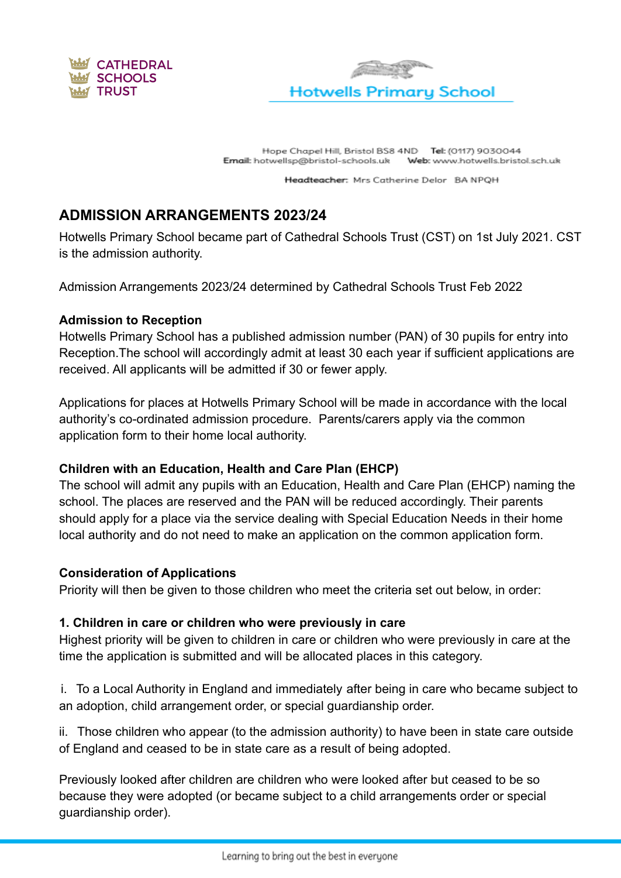CATHEDRAL SCHOOLS TRUST

Hotwells Primary School

Hope Chapel Hill, Bristol BS8 4ND **Tel:** (0117) 9030044
**Email:** hotwellsp@bristol-schools.uk **Web:** www.hotwells.bristol.sch.uk

**Headteacher:** Mrs Catherine Delor BA NPQH

## ADMISSION ARRANGEMENTS 2023/24

Hotwells Primary School became part of Cathedral Schools Trust (CST) on 1st July 2021. CST is the admission authority.

Admission Arrangements 2023/24 determined by Cathedral Schools Trust Feb 2022

**Admission to Reception**

Hotwells Primary School has a published admission number (PAN) of 30 pupils for entry into Reception.The school will accordingly admit at least 30 each year if sufficient applications are received. All applicants will be admitted if 30 or fewer apply.

Applications for places at Hotwells Primary School will be made in accordance with the local authority's co-ordinated admission procedure. Parents/carers apply via the common application form to their home local authority.

**Children with an Education, Health and Care Plan (EHCP)**

The school will admit any pupils with an Education, Health and Care Plan (EHCP) naming the school. The places are reserved and the PAN will be reduced accordingly. Their parents should apply for a place via the service dealing with Special Education Needs in their home local authority and do not need to make an application on the common application form.

**Consideration of Applications**

Priority will then be given to those children who meet the criteria set out below, in order:

**1. Children in care or children who were previously in care**

Highest priority will be given to children in care or children who were previously in care at the time the application is submitted and will be allocated places in this category.

i. To a Local Authority in England and immediately after being in care who became subject to an adoption, child arrangement order, or special guardianship order.

ii. Those children who appear (to the admission authority) to have been in state care outside of England and ceased to be in state care as a result of being adopted.

Previously looked after children are children who were looked after but ceased to be so because they were adopted (or became subject to a child arrangements order or special guardianship order).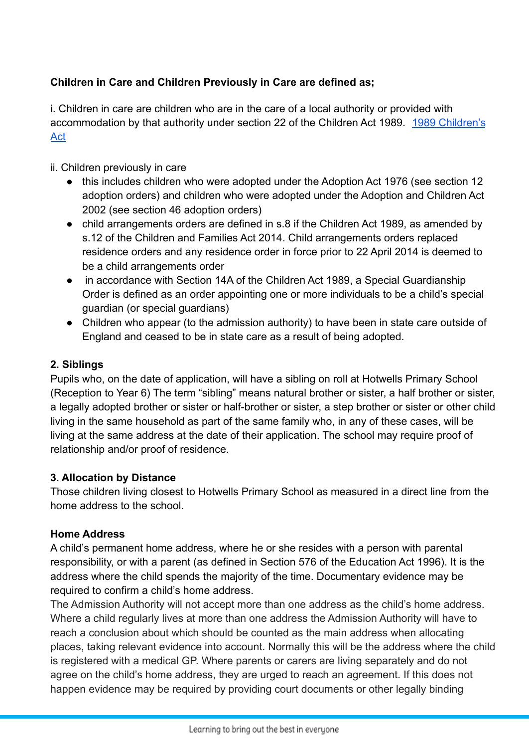**Children in Care and Children Previously in Care are defined as;**

i. Children in care are children who are in the care of a local authority or provided with accommodation by that authority under section 22 of the Children Act 1989. [1989 Children's Act]

ii. Children previously in care

- this includes children who were adopted under the Adoption Act 1976 (see section 12 adoption orders) and children who were adopted under the Adoption and Children Act 2002 (see section 46 adoption orders)
- child arrangements orders are defined in s.8 if the Children Act 1989, as amended by s.12 of the Children and Families Act 2014. Child arrangements orders replaced residence orders and any residence order in force prior to 22 April 2014 is deemed to be a child arrangements order
- in accordance with Section 14A of the Children Act 1989, a Special Guardianship Order is defined as an order appointing one or more individuals to be a child's special guardian (or special guardians)
- Children who appear (to the admission authority) to have been in state care outside of England and ceased to be in state care as a result of being adopted.

**2. Siblings**

Pupils who, on the date of application, will have a sibling on roll at Hotwells Primary School (Reception to Year 6) The term "sibling" means natural brother or sister, a half brother or sister, a legally adopted brother or sister or half-brother or sister, a step brother or sister or other child living in the same household as part of the same family who, in any of these cases, will be living at the same address at the date of their application. The school may require proof of relationship and/or proof of residence.

**3. Allocation by Distance**

Those children living closest to Hotwells Primary School as measured in a direct line from the home address to the school.

**Home Address**

A child's permanent home address, where he or she resides with a person with parental responsibility, or with a parent (as defined in Section 576 of the Education Act 1996). It is the address where the child spends the majority of the time. Documentary evidence may be required to confirm a child's home address.

The Admission Authority will not accept more than one address as the child's home address. Where a child regularly lives at more than one address the Admission Authority will have to reach a conclusion about which should be counted as the main address when allocating places, taking relevant evidence into account. Normally this will be the address where the child is registered with a medical GP. Where parents or carers are living separately and do not agree on the child's home address, they are urged to reach an agreement. If this does not happen evidence may be required by providing court documents or other legally binding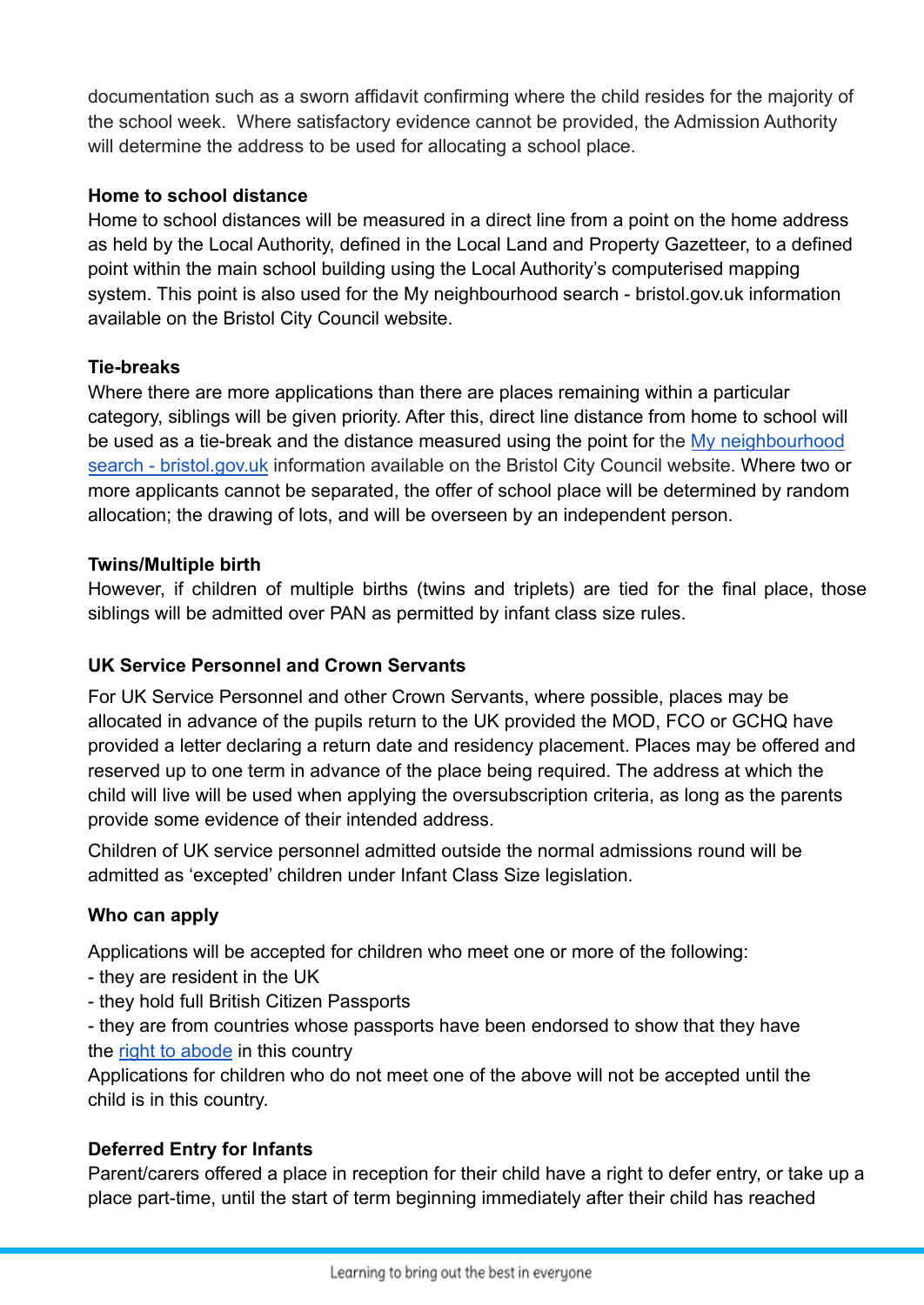documentation such as a sworn affidavit confirming where the child resides for the majority of the school week. Where satisfactory evidence cannot be provided, the Admission Authority will determine the address to be used for allocating a school place.

**Home to school distance**
Home to school distances will be measured in a direct line from a point on the home address as held by the Local Authority, defined in the Local Land and Property Gazetteer, to a defined point within the main school building using the Local Authority's computerised mapping system. This point is also used for the My neighbourhood search - bristol.gov.uk information available on the Bristol City Council website.

**Tie-breaks**
Where there are more applications than there are places remaining within a particular category, siblings will be given priority. After this, direct line distance from home to school will be used as a tie-break and the distance measured using the point for the [My neighbourhood search - bristol.gov.uk] information available on the Bristol City Council website. Where two or more applicants cannot be separated, the offer of school place will be determined by random allocation; the drawing of lots, and will be overseen by an independent person.

**Twins/Multiple birth**
However, if children of multiple births (twins and triplets) are tied for the final place, those siblings will be admitted over PAN as permitted by infant class size rules.

**UK Service Personnel and Crown Servants**

For UK Service Personnel and other Crown Servants, where possible, places may be allocated in advance of the pupils return to the UK provided the MOD, FCO or GCHQ have provided a letter declaring a return date and residency placement. Places may be offered and reserved up to one term in advance of the place being required. The address at which the child will live will be used when applying the oversubscription criteria, as long as the parents provide some evidence of their intended address.

Children of UK service personnel admitted outside the normal admissions round will be admitted as 'excepted' children under Infant Class Size legislation.

**Who can apply**

Applications will be accepted for children who meet one or more of the following:
- they are resident in the UK
- they hold full British Citizen Passports
- they are from countries whose passports have been endorsed to show that they have the [right to abode] in this country

Applications for children who do not meet one of the above will not be accepted until the child is in this country.

**Deferred Entry for Infants**
Parent/carers offered a place in reception for their child have a right to defer entry, or take up a place part-time, until the start of term beginning immediately after their child has reached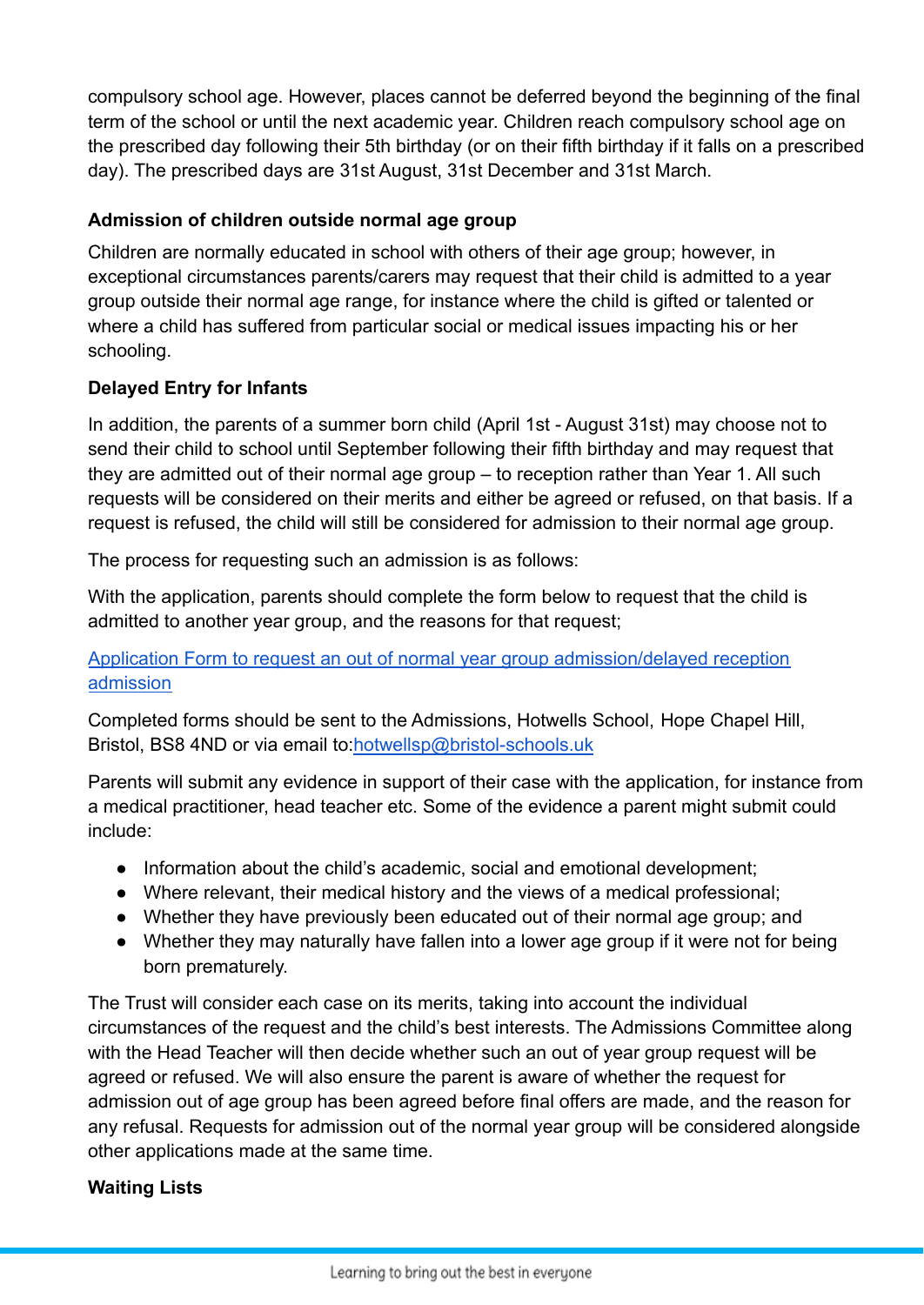compulsory school age. However, places cannot be deferred beyond the beginning of the final term of the school or until the next academic year. Children reach compulsory school age on the prescribed day following their 5th birthday (or on their fifth birthday if it falls on a prescribed day). The prescribed days are 31st August, 31st December and 31st March.

**Admission of children outside normal age group**

Children are normally educated in school with others of their age group; however, in exceptional circumstances parents/carers may request that their child is admitted to a year group outside their normal age range, for instance where the child is gifted or talented or where a child has suffered from particular social or medical issues impacting his or her schooling.

**Delayed Entry for Infants**

In addition, the parents of a summer born child (April 1st - August 31st) may choose not to send their child to school until September following their fifth birthday and may request that they are admitted out of their normal age group – to reception rather than Year 1. All such requests will be considered on their merits and either be agreed or refused, on that basis. If a request is refused, the child will still be considered for admission to their normal age group.

The process for requesting such an admission is as follows:

With the application, parents should complete the form below to request that the child is admitted to another year group, and the reasons for that request;

[Application Form to request an out of normal year group admission/delayed reception admission]

Completed forms should be sent to the Admissions, Hotwells School, Hope Chapel Hill, Bristol, BS8 4ND or via email to:hotwellsp@bristol-schools.uk

Parents will submit any evidence in support of their case with the application, for instance from a medical practitioner, head teacher etc. Some of the evidence a parent might submit could include:

- Information about the child's academic, social and emotional development;
- Where relevant, their medical history and the views of a medical professional;
- Whether they have previously been educated out of their normal age group; and
- Whether they may naturally have fallen into a lower age group if it were not for being born prematurely.

The Trust will consider each case on its merits, taking into account the individual circumstances of the request and the child's best interests. The Admissions Committee along with the Head Teacher will then decide whether such an out of year group request will be agreed or refused. We will also ensure the parent is aware of whether the request for admission out of age group has been agreed before final offers are made, and the reason for any refusal. Requests for admission out of the normal year group will be considered alongside other applications made at the same time.

**Waiting Lists**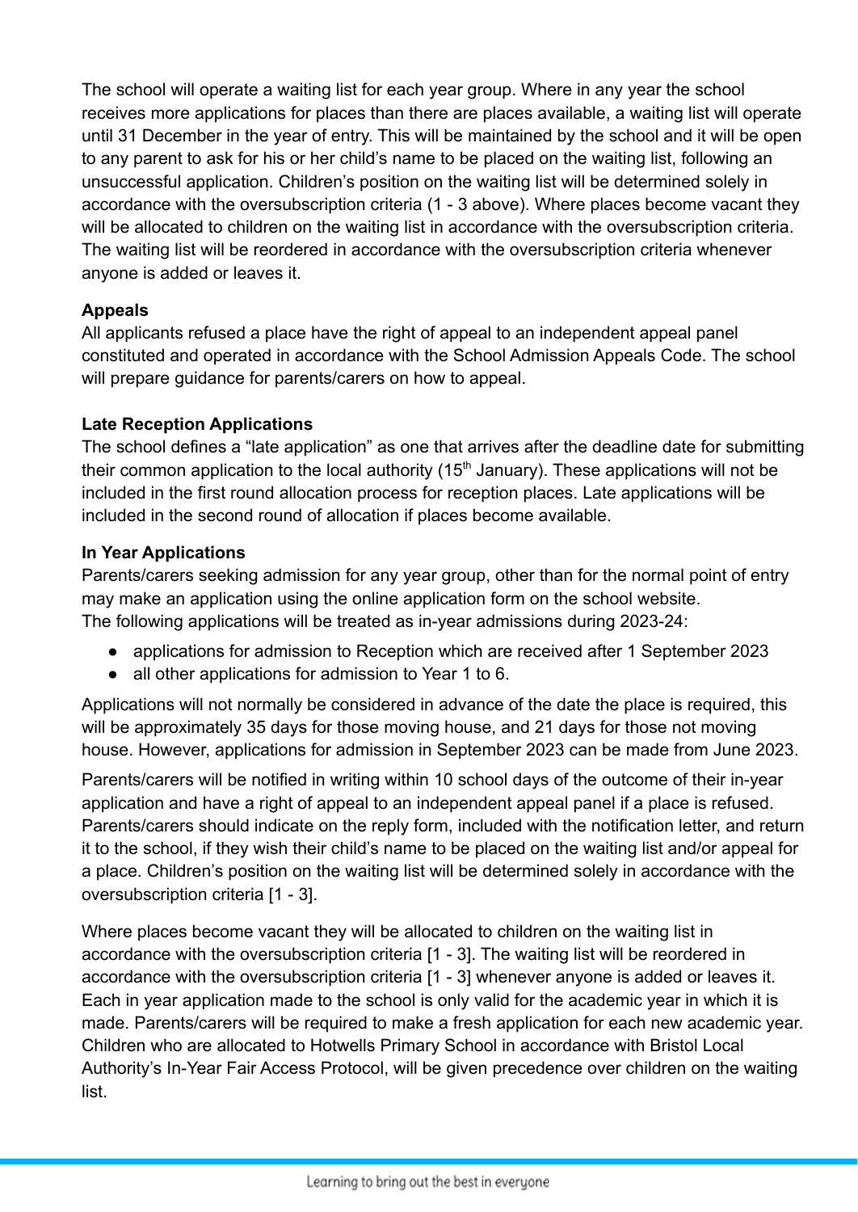The school will operate a waiting list for each year group. Where in any year the school receives more applications for places than there are places available, a waiting list will operate until 31 December in the year of entry. This will be maintained by the school and it will be open to any parent to ask for his or her child's name to be placed on the waiting list, following an unsuccessful application. Children's position on the waiting list will be determined solely in accordance with the oversubscription criteria (1 - 3 above). Where places become vacant they will be allocated to children on the waiting list in accordance with the oversubscription criteria. The waiting list will be reordered in accordance with the oversubscription criteria whenever anyone is added or leaves it.

**Appeals**

All applicants refused a place have the right of appeal to an independent appeal panel constituted and operated in accordance with the School Admission Appeals Code. The school will prepare guidance for parents/carers on how to appeal.

**Late Reception Applications**

The school defines a "late application" as one that arrives after the deadline date for submitting their common application to the local authority (15th January). These applications will not be included in the first round allocation process for reception places. Late applications will be included in the second round of allocation if places become available.

**In Year Applications**

Parents/carers seeking admission for any year group, other than for the normal point of entry may make an application using the online application form on the school website.
The following applications will be treated as in-year admissions during 2023-24:

- applications for admission to Reception which are received after 1 September 2023
- all other applications for admission to Year 1 to 6.

Applications will not normally be considered in advance of the date the place is required, this will be approximately 35 days for those moving house, and 21 days for those not moving house. However, applications for admission in September 2023 can be made from June 2023.

Parents/carers will be notified in writing within 10 school days of the outcome of their in-year application and have a right of appeal to an independent appeal panel if a place is refused. Parents/carers should indicate on the reply form, included with the notification letter, and return it to the school, if they wish their child's name to be placed on the waiting list and/or appeal for a place. Children's position on the waiting list will be determined solely in accordance with the oversubscription criteria [1 - 3].

Where places become vacant they will be allocated to children on the waiting list in accordance with the oversubscription criteria [1 - 3]. The waiting list will be reordered in accordance with the oversubscription criteria [1 - 3] whenever anyone is added or leaves it. Each in year application made to the school is only valid for the academic year in which it is made. Parents/carers will be required to make a fresh application for each new academic year. Children who are allocated to Hotwells Primary School in accordance with Bristol Local Authority's In-Year Fair Access Protocol, will be given precedence over children on the waiting list.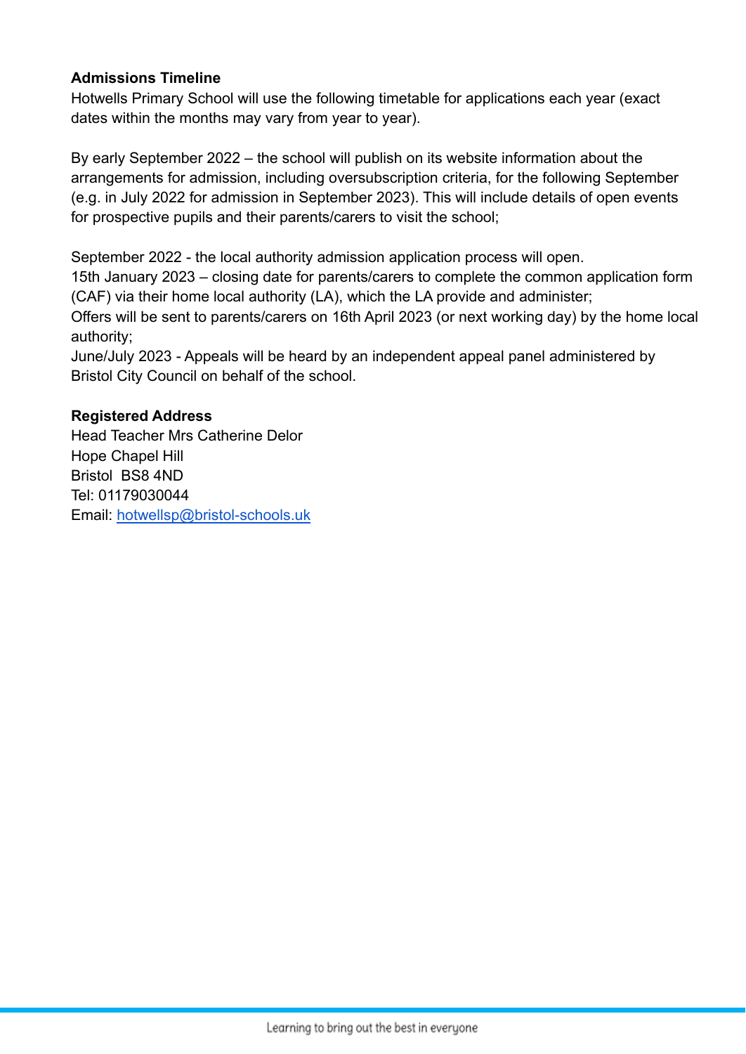**Admissions Timeline**

Hotwells Primary School will use the following timetable for applications each year (exact dates within the months may vary from year to year).

By early September 2022 – the school will publish on its website information about the arrangements for admission, including oversubscription criteria, for the following September (e.g. in July 2022 for admission in September 2023). This will include details of open events for prospective pupils and their parents/carers to visit the school;

September 2022 - the local authority admission application process will open.
15th January 2023 – closing date for parents/carers to complete the common application form (CAF) via their home local authority (LA), which the LA provide and administer;
Offers will be sent to parents/carers on 16th April 2023 (or next working day) by the home local authority;
June/July 2023 - Appeals will be heard by an independent appeal panel administered by Bristol City Council on behalf of the school.

**Registered Address**

Head Teacher Mrs Catherine Delor
Hope Chapel Hill
Bristol BS8 4ND
Tel: 01179030044
Email: hotwellsp@bristol-schools.uk